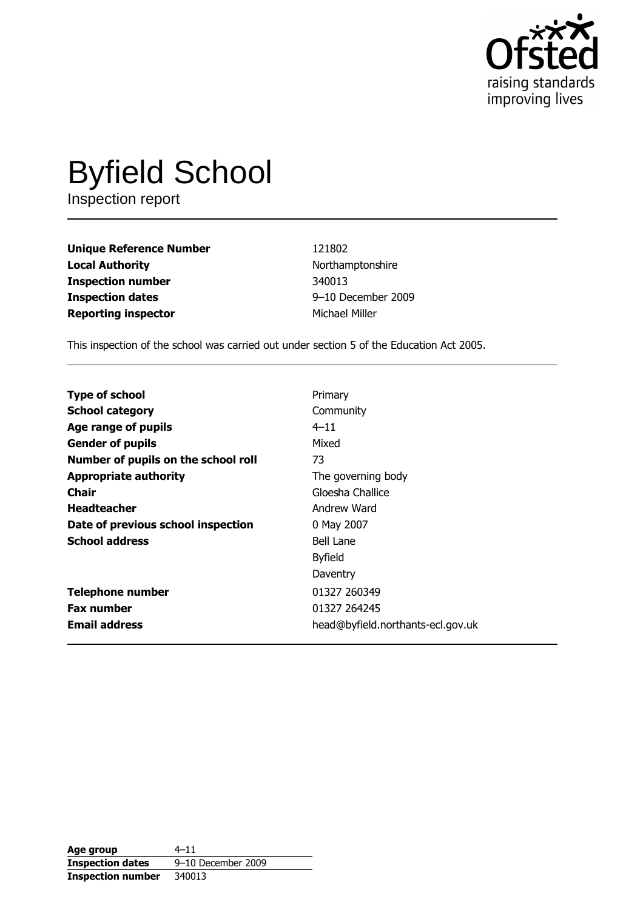# Byfield School

Inspection report

| | |
|---|---|
| **Unique Reference Number** | 121802 |
| **Local Authority** | Northamptonshire |
| **Inspection number** | 340013 |
| **Inspection dates** | 9–10 December 2009 |
| **Reporting inspector** | Michael Miller |

This inspection of the school was carried out under section 5 of the Education Act 2005.

| | |
|---|---|
| **Type of school** | Primary |
| **School category** | Community |
| **Age range of pupils** | 4–11 |
| **Gender of pupils** | Mixed |
| **Number of pupils on the school roll** | 73 |
| **Appropriate authority** | The governing body |
| **Chair** | Gloesha Challice |
| **Headteacher** | Andrew Ward |
| **Date of previous school inspection** | 0 May 2007 |
| **School address** | Bell Lane<br>Byfield<br>Daventry |
| **Telephone number** | 01327 260349 |
| **Fax number** | 01327 264245 |
| **Email address** | head@byfield.northants-ecl.gov.uk |

| | |
|---|---|
| **Age group** | 4–11 |
| **Inspection dates** | 9–10 December 2009 |
| **Inspection number** | 340013 |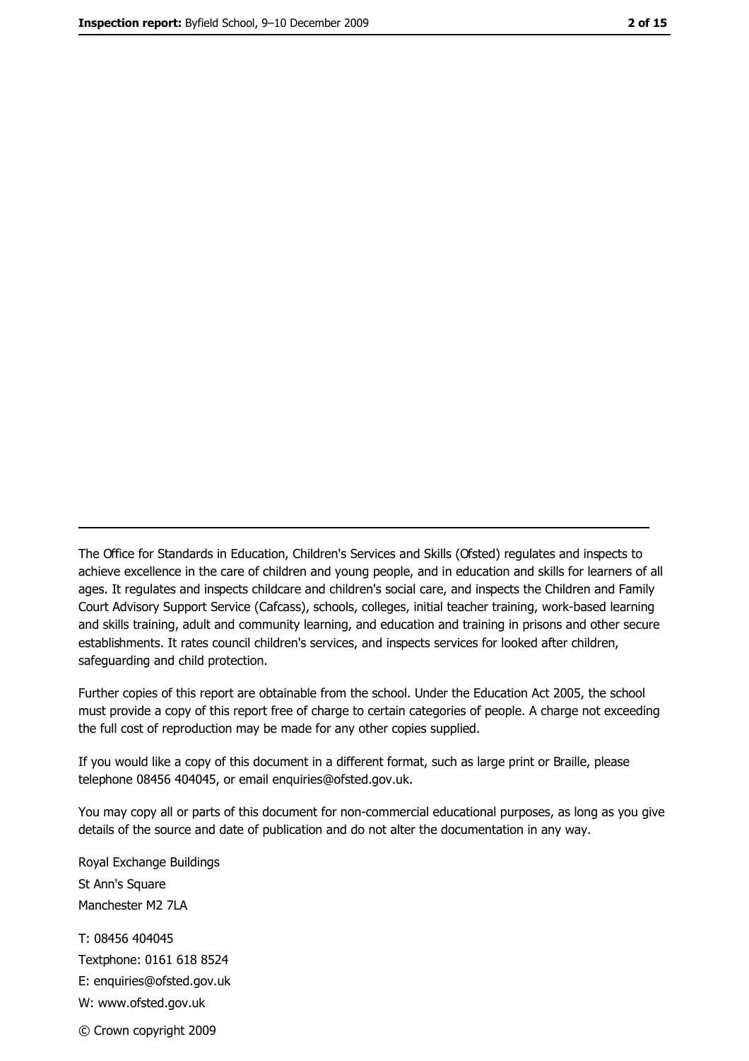The Office for Standards in Education, Children's Services and Skills (Ofsted) regulates and inspects to achieve excellence in the care of children and young people, and in education and skills for learners of all ages. It regulates and inspects childcare and children's social care, and inspects the Children and Family Court Advisory Support Service (Cafcass), schools, colleges, initial teacher training, work-based learning and skills training, adult and community learning, and education and training in prisons and other secure establishments. It rates council children's services, and inspects services for looked after children, safeguarding and child protection.

Further copies of this report are obtainable from the school. Under the Education Act 2005, the school must provide a copy of this report free of charge to certain categories of people. A charge not exceeding the full cost of reproduction may be made for any other copies supplied.

If you would like a copy of this document in a different format, such as large print or Braille, please telephone 08456 404045, or email enquiries@ofsted.gov.uk.

You may copy all or parts of this document for non-commercial educational purposes, as long as you give details of the source and date of publication and do not alter the documentation in any way.

Royal Exchange Buildings
St Ann's Square
Manchester M2 7LA

T: 08456 404045
Textphone: 0161 618 8524
E: enquiries@ofsted.gov.uk
W: www.ofsted.gov.uk

© Crown copyright 2009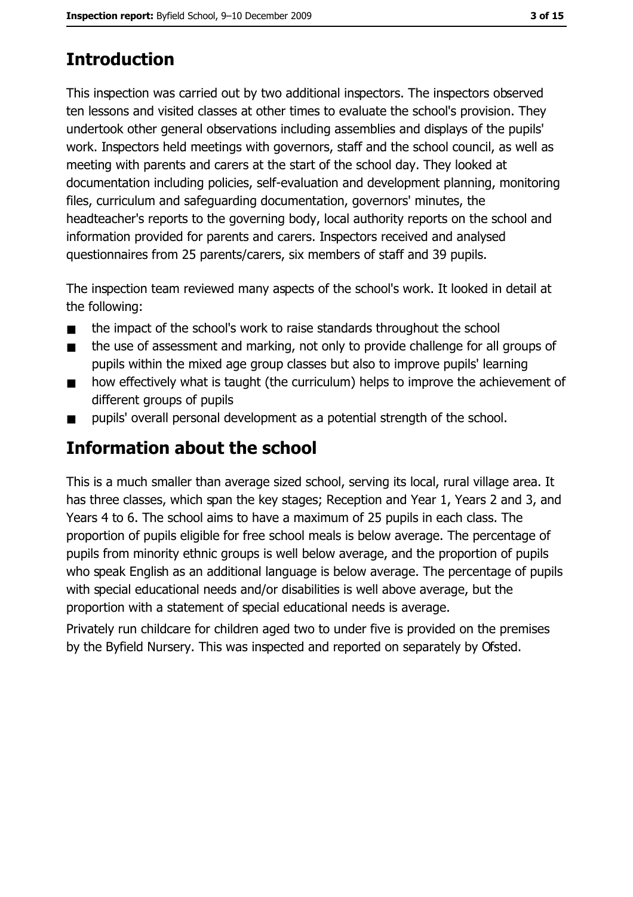## Introduction

This inspection was carried out by two additional inspectors. The inspectors observed ten lessons and visited classes at other times to evaluate the school's provision. They undertook other general observations including assemblies and displays of the pupils' work. Inspectors held meetings with governors, staff and the school council, as well as meeting with parents and carers at the start of the school day. They looked at documentation including policies, self-evaluation and development planning, monitoring files, curriculum and safeguarding documentation, governors' minutes, the headteacher's reports to the governing body, local authority reports on the school and information provided for parents and carers. Inspectors received and analysed questionnaires from 25 parents/carers, six members of staff and 39 pupils.

The inspection team reviewed many aspects of the school's work. It looked in detail at the following:

- the impact of the school's work to raise standards throughout the school
- the use of assessment and marking, not only to provide challenge for all groups of pupils within the mixed age group classes but also to improve pupils' learning
- how effectively what is taught (the curriculum) helps to improve the achievement of different groups of pupils
- pupils' overall personal development as a potential strength of the school.

## Information about the school

This is a much smaller than average sized school, serving its local, rural village area. It has three classes, which span the key stages; Reception and Year 1, Years 2 and 3, and Years 4 to 6. The school aims to have a maximum of 25 pupils in each class. The proportion of pupils eligible for free school meals is below average. The percentage of pupils from minority ethnic groups is well below average, and the proportion of pupils who speak English as an additional language is below average. The percentage of pupils with special educational needs and/or disabilities is well above average, but the proportion with a statement of special educational needs is average.

Privately run childcare for children aged two to under five is provided on the premises by the Byfield Nursery. This was inspected and reported on separately by Ofsted.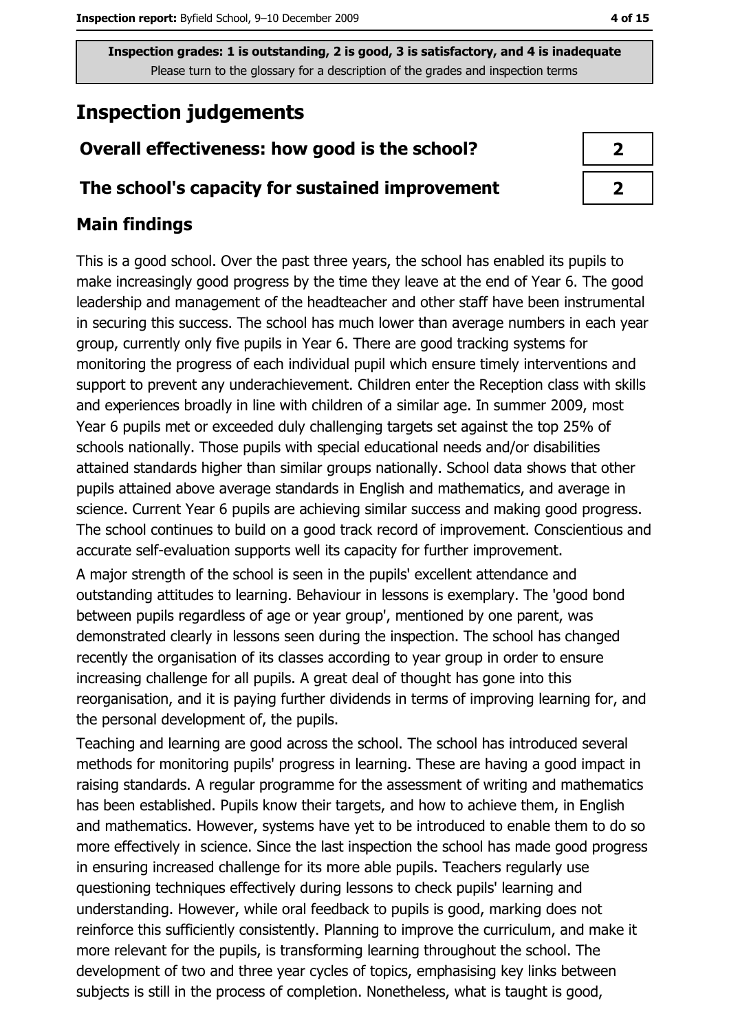Inspection grades: 1 is outstanding, 2 is good, 3 is satisfactory, and 4 is inadequate
Please turn to the glossary for a description of the grades and inspection terms

# Inspection judgements

| | |
|---|---|
| **Overall effectiveness: how good is the school?** | **2** |
| **The school's capacity for sustained improvement** | **2** |

## Main findings

This is a good school. Over the past three years, the school has enabled its pupils to make increasingly good progress by the time they leave at the end of Year 6. The good leadership and management of the headteacher and other staff have been instrumental in securing this success. The school has much lower than average numbers in each year group, currently only five pupils in Year 6. There are good tracking systems for monitoring the progress of each individual pupil which ensure timely interventions and support to prevent any underachievement. Children enter the Reception class with skills and experiences broadly in line with children of a similar age. In summer 2009, most Year 6 pupils met or exceeded duly challenging targets set against the top 25% of schools nationally. Those pupils with special educational needs and/or disabilities attained standards higher than similar groups nationally. School data shows that other pupils attained above average standards in English and mathematics, and average in science. Current Year 6 pupils are achieving similar success and making good progress. The school continues to build on a good track record of improvement. Conscientious and accurate self-evaluation supports well its capacity for further improvement.

A major strength of the school is seen in the pupils' excellent attendance and outstanding attitudes to learning. Behaviour in lessons is exemplary. The 'good bond between pupils regardless of age or year group', mentioned by one parent, was demonstrated clearly in lessons seen during the inspection. The school has changed recently the organisation of its classes according to year group in order to ensure increasing challenge for all pupils. A great deal of thought has gone into this reorganisation, and it is paying further dividends in terms of improving learning for, and the personal development of, the pupils.

Teaching and learning are good across the school. The school has introduced several methods for monitoring pupils' progress in learning. These are having a good impact in raising standards. A regular programme for the assessment of writing and mathematics has been established. Pupils know their targets, and how to achieve them, in English and mathematics. However, systems have yet to be introduced to enable them to do so more effectively in science. Since the last inspection the school has made good progress in ensuring increased challenge for its more able pupils. Teachers regularly use questioning techniques effectively during lessons to check pupils' learning and understanding. However, while oral feedback to pupils is good, marking does not reinforce this sufficiently consistently. Planning to improve the curriculum, and make it more relevant for the pupils, is transforming learning throughout the school. The development of two and three year cycles of topics, emphasising key links between subjects is still in the process of completion. Nonetheless, what is taught is good,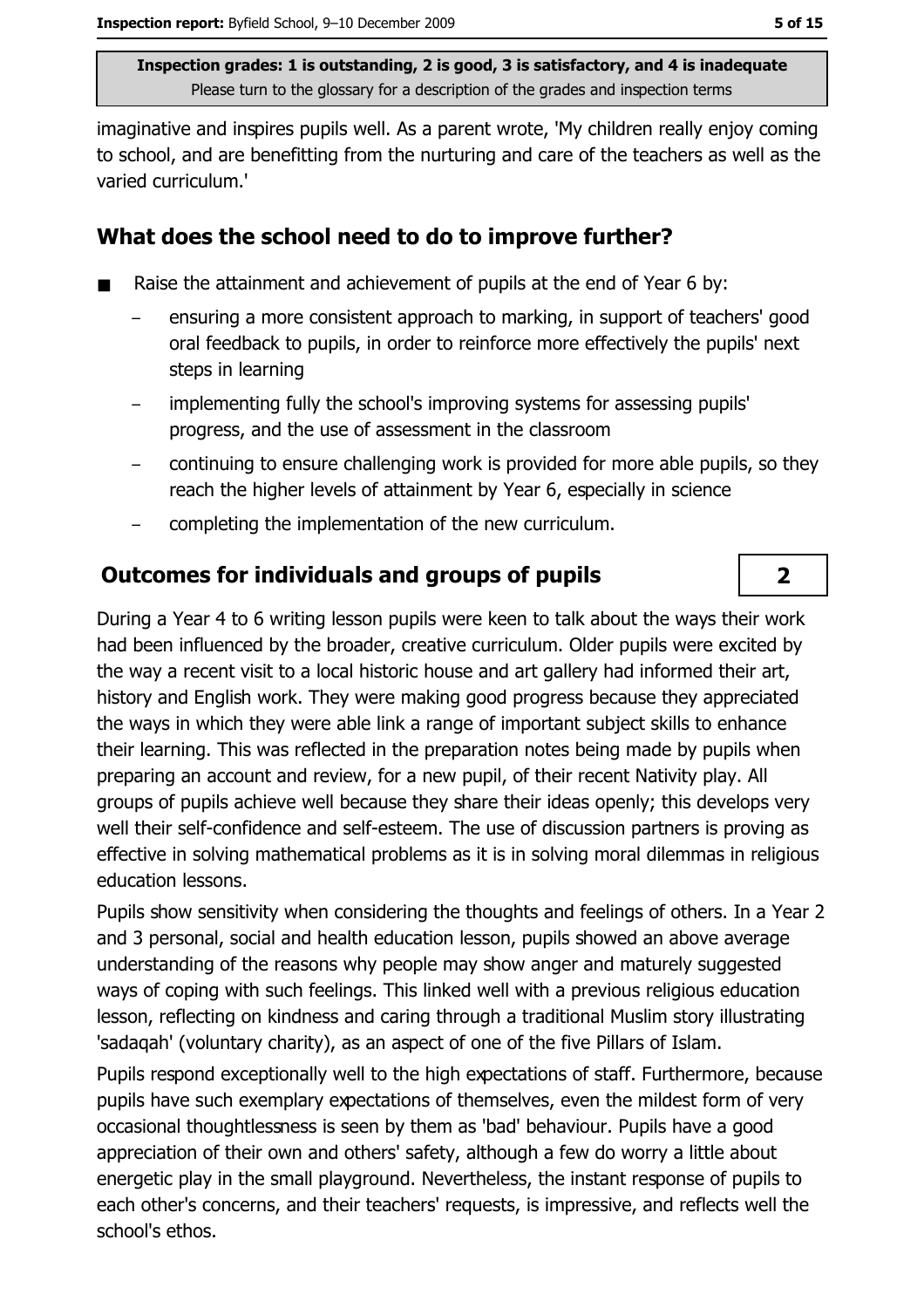imaginative and inspires pupils well. As a parent wrote, 'My children really enjoy coming to school, and are benefitting from the nurturing and care of the teachers as well as the varied curriculum.'

## What does the school need to do to improve further?

- Raise the attainment and achievement of pupils at the end of Year 6 by:
  - ensuring a more consistent approach to marking, in support of teachers' good oral feedback to pupils, in order to reinforce more effectively the pupils' next steps in learning
  - implementing fully the school's improving systems for assessing pupils' progress, and the use of assessment in the classroom
  - continuing to ensure challenging work is provided for more able pupils, so they reach the higher levels of attainment by Year 6, especially in science
  - completing the implementation of the new curriculum.

## Outcomes for individuals and groups of pupils — 2

During a Year 4 to 6 writing lesson pupils were keen to talk about the ways their work had been influenced by the broader, creative curriculum. Older pupils were excited by the way a recent visit to a local historic house and art gallery had informed their art, history and English work. They were making good progress because they appreciated the ways in which they were able link a range of important subject skills to enhance their learning. This was reflected in the preparation notes being made by pupils when preparing an account and review, for a new pupil, of their recent Nativity play. All groups of pupils achieve well because they share their ideas openly; this develops very well their self-confidence and self-esteem. The use of discussion partners is proving as effective in solving mathematical problems as it is in solving moral dilemmas in religious education lessons.

Pupils show sensitivity when considering the thoughts and feelings of others. In a Year 2 and 3 personal, social and health education lesson, pupils showed an above average understanding of the reasons why people may show anger and maturely suggested ways of coping with such feelings. This linked well with a previous religious education lesson, reflecting on kindness and caring through a traditional Muslim story illustrating 'sadaqah' (voluntary charity), as an aspect of one of the five Pillars of Islam.

Pupils respond exceptionally well to the high expectations of staff. Furthermore, because pupils have such exemplary expectations of themselves, even the mildest form of very occasional thoughtlessness is seen by them as 'bad' behaviour. Pupils have a good appreciation of their own and others' safety, although a few do worry a little about energetic play in the small playground. Nevertheless, the instant response of pupils to each other's concerns, and their teachers' requests, is impressive, and reflects well the school's ethos.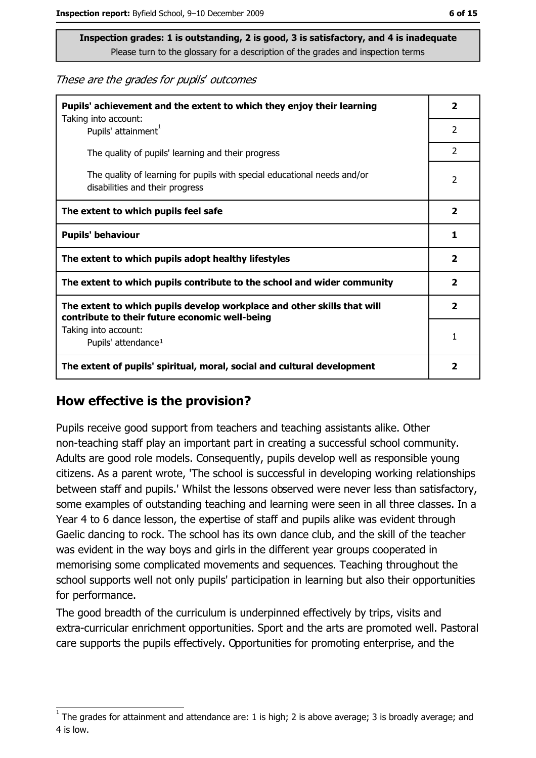**Inspection grades: 1 is outstanding, 2 is good, 3 is satisfactory, and 4 is inadequate**
Please turn to the glossary for a description of the grades and inspection terms

*These are the grades for pupils' outcomes*

| | |
|---|---|
| **Pupils' achievement and the extent to which they enjoy their learning** | **2** |
| Taking into account: Pupils' attainment[1] | 2 |
| The quality of pupils' learning and their progress | 2 |
| The quality of learning for pupils with special educational needs and/or disabilities and their progress | 2 |
| **The extent to which pupils feel safe** | **2** |
| **Pupils' behaviour** | **1** |
| **The extent to which pupils adopt healthy lifestyles** | **2** |
| **The extent to which pupils contribute to the school and wider community** | **2** |
| **The extent to which pupils develop workplace and other skills that will contribute to their future economic well-being** | **2** |
| Taking into account: Pupils' attendance[1] | 1 |
| **The extent of pupils' spiritual, moral, social and cultural development** | **2** |

## How effective is the provision?

Pupils receive good support from teachers and teaching assistants alike. Other non-teaching staff play an important part in creating a successful school community. Adults are good role models. Consequently, pupils develop well as responsible young citizens. As a parent wrote, 'The school is successful in developing working relationships between staff and pupils.' Whilst the lessons observed were never less than satisfactory, some examples of outstanding teaching and learning were seen in all three classes. In a Year 4 to 6 dance lesson, the expertise of staff and pupils alike was evident through Gaelic dancing to rock. The school has its own dance club, and the skill of the teacher was evident in the way boys and girls in the different year groups cooperated in memorising some complicated movements and sequences. Teaching throughout the school supports well not only pupils' participation in learning but also their opportunities for performance.

The good breadth of the curriculum is underpinned effectively by trips, visits and extra-curricular enrichment opportunities. Sport and the arts are promoted well. Pastoral care supports the pupils effectively. Opportunities for promoting enterprise, and the

[1] The grades for attainment and attendance are: 1 is high; 2 is above average; 3 is broadly average; and 4 is low.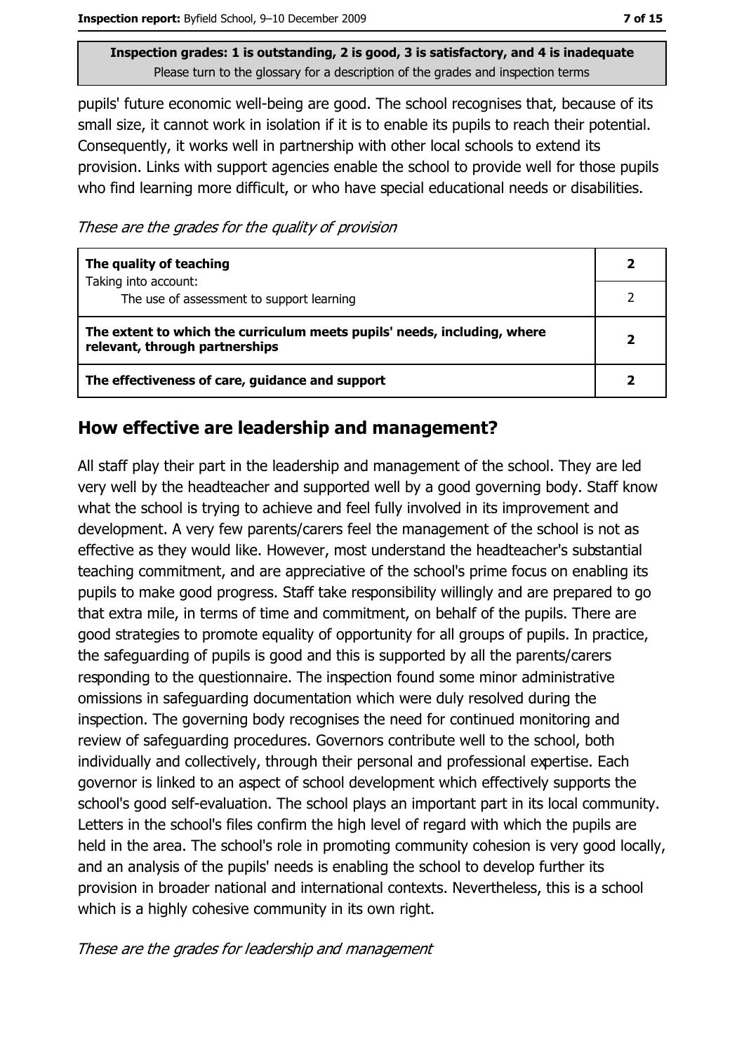**Inspection grades: 1 is outstanding, 2 is good, 3 is satisfactory, and 4 is inadequate**
Please turn to the glossary for a description of the grades and inspection terms

pupils' future economic well-being are good. The school recognises that, because of its small size, it cannot work in isolation if it is to enable its pupils to reach their potential. Consequently, it works well in partnership with other local schools to extend its provision. Links with support agencies enable the school to provide well for those pupils who find learning more difficult, or who have special educational needs or disabilities.

*These are the grades for the quality of provision*

| | |
|---|---|
| **The quality of teaching**<br>Taking into account:<br>The use of assessment to support learning | **2**<br><br>2 |
| **The extent to which the curriculum meets pupils' needs, including, where relevant, through partnerships** | **2** |
| **The effectiveness of care, guidance and support** | **2** |

## How effective are leadership and management?

All staff play their part in the leadership and management of the school. They are led very well by the headteacher and supported well by a good governing body. Staff know what the school is trying to achieve and feel fully involved in its improvement and development. A very few parents/carers feel the management of the school is not as effective as they would like. However, most understand the headteacher's substantial teaching commitment, and are appreciative of the school's prime focus on enabling its pupils to make good progress. Staff take responsibility willingly and are prepared to go that extra mile, in terms of time and commitment, on behalf of the pupils. There are good strategies to promote equality of opportunity for all groups of pupils. In practice, the safeguarding of pupils is good and this is supported by all the parents/carers responding to the questionnaire. The inspection found some minor administrative omissions in safeguarding documentation which were duly resolved during the inspection. The governing body recognises the need for continued monitoring and review of safeguarding procedures. Governors contribute well to the school, both individually and collectively, through their personal and professional expertise. Each governor is linked to an aspect of school development which effectively supports the school's good self-evaluation. The school plays an important part in its local community. Letters in the school's files confirm the high level of regard with which the pupils are held in the area. The school's role in promoting community cohesion is very good locally, and an analysis of the pupils' needs is enabling the school to develop further its provision in broader national and international contexts. Nevertheless, this is a school which is a highly cohesive community in its own right.

*These are the grades for leadership and management*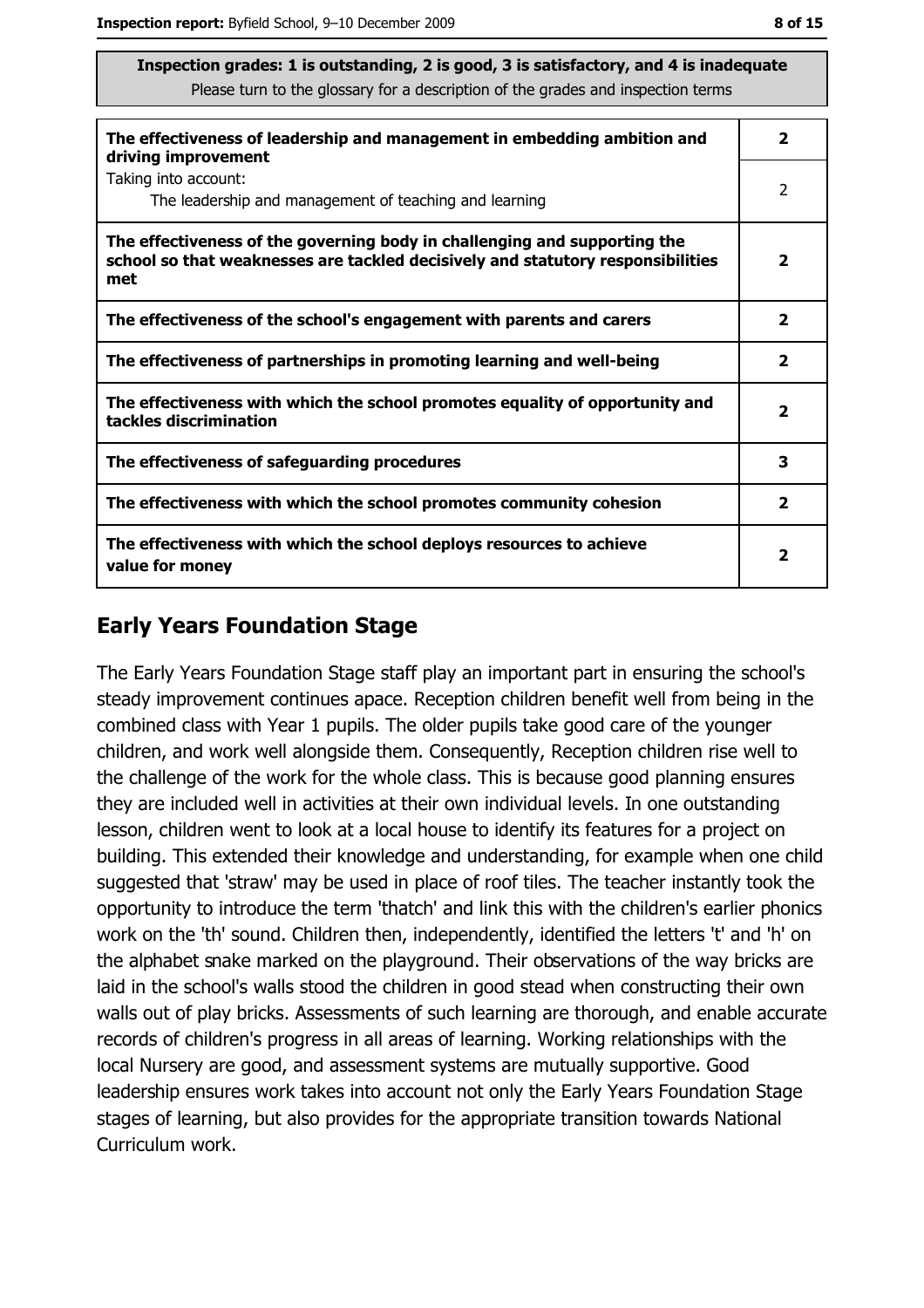**Inspection grades: 1 is outstanding, 2 is good, 3 is satisfactory, and 4 is inadequate**
Please turn to the glossary for a description of the grades and inspection terms

| | |
|---|---|
| **The effectiveness of leadership and management in embedding ambition and driving improvement** | **2** |
| Taking into account: The leadership and management of teaching and learning | 2 |
| **The effectiveness of the governing body in challenging and supporting the school so that weaknesses are tackled decisively and statutory responsibilities met** | **2** |
| **The effectiveness of the school's engagement with parents and carers** | **2** |
| **The effectiveness of partnerships in promoting learning and well-being** | **2** |
| **The effectiveness with which the school promotes equality of opportunity and tackles discrimination** | **2** |
| **The effectiveness of safeguarding procedures** | **3** |
| **The effectiveness with which the school promotes community cohesion** | **2** |
| **The effectiveness with which the school deploys resources to achieve value for money** | **2** |

## Early Years Foundation Stage

The Early Years Foundation Stage staff play an important part in ensuring the school's steady improvement continues apace. Reception children benefit well from being in the combined class with Year 1 pupils. The older pupils take good care of the younger children, and work well alongside them. Consequently, Reception children rise well to the challenge of the work for the whole class. This is because good planning ensures they are included well in activities at their own individual levels. In one outstanding lesson, children went to look at a local house to identify its features for a project on building. This extended their knowledge and understanding, for example when one child suggested that 'straw' may be used in place of roof tiles. The teacher instantly took the opportunity to introduce the term 'thatch' and link this with the children's earlier phonics work on the 'th' sound. Children then, independently, identified the letters 't' and 'h' on the alphabet snake marked on the playground. Their observations of the way bricks are laid in the school's walls stood the children in good stead when constructing their own walls out of play bricks. Assessments of such learning are thorough, and enable accurate records of children's progress in all areas of learning. Working relationships with the local Nursery are good, and assessment systems are mutually supportive. Good leadership ensures work takes into account not only the Early Years Foundation Stage stages of learning, but also provides for the appropriate transition towards National Curriculum work.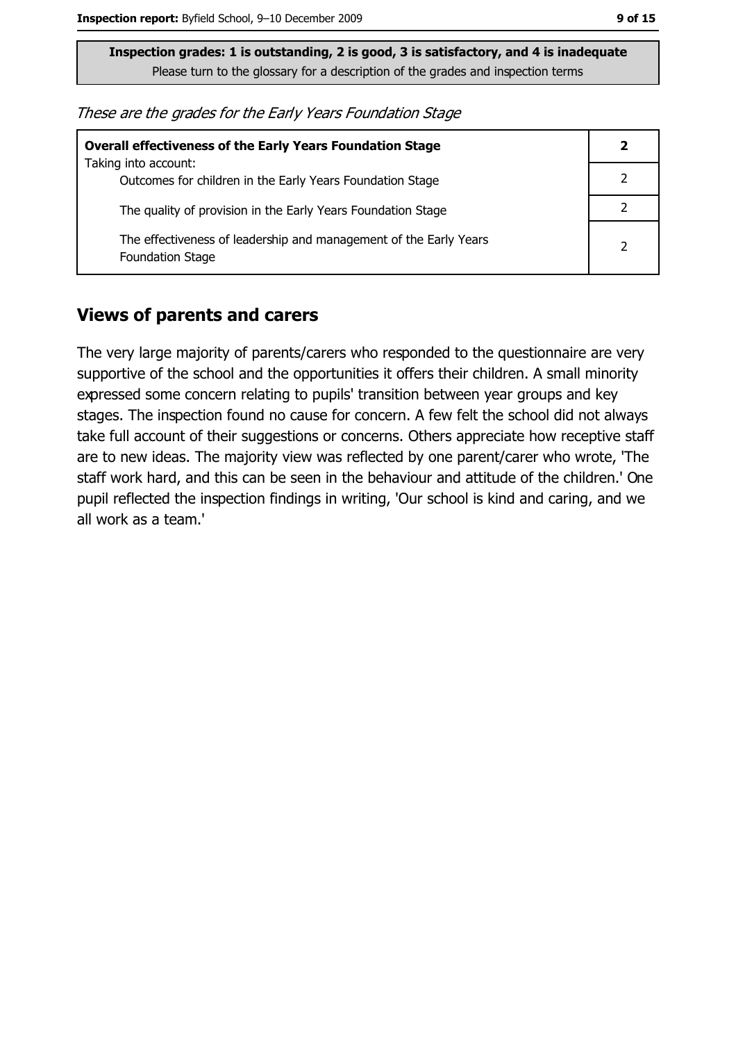**Inspection grades: 1 is outstanding, 2 is good, 3 is satisfactory, and 4 is inadequate**
Please turn to the glossary for a description of the grades and inspection terms

*These are the grades for the Early Years Foundation Stage*

| **Overall effectiveness of the Early Years Foundation Stage** | **2** |
|---|---|
| Taking into account:<br>Outcomes for children in the Early Years Foundation Stage | 2 |
| The quality of provision in the Early Years Foundation Stage | 2 |
| The effectiveness of leadership and management of the Early Years Foundation Stage | 2 |

## Views of parents and carers

The very large majority of parents/carers who responded to the questionnaire are very supportive of the school and the opportunities it offers their children. A small minority expressed some concern relating to pupils' transition between year groups and key stages. The inspection found no cause for concern. A few felt the school did not always take full account of their suggestions or concerns. Others appreciate how receptive staff are to new ideas. The majority view was reflected by one parent/carer who wrote, 'The staff work hard, and this can be seen in the behaviour and attitude of the children.' One pupil reflected the inspection findings in writing, 'Our school is kind and caring, and we all work as a team.'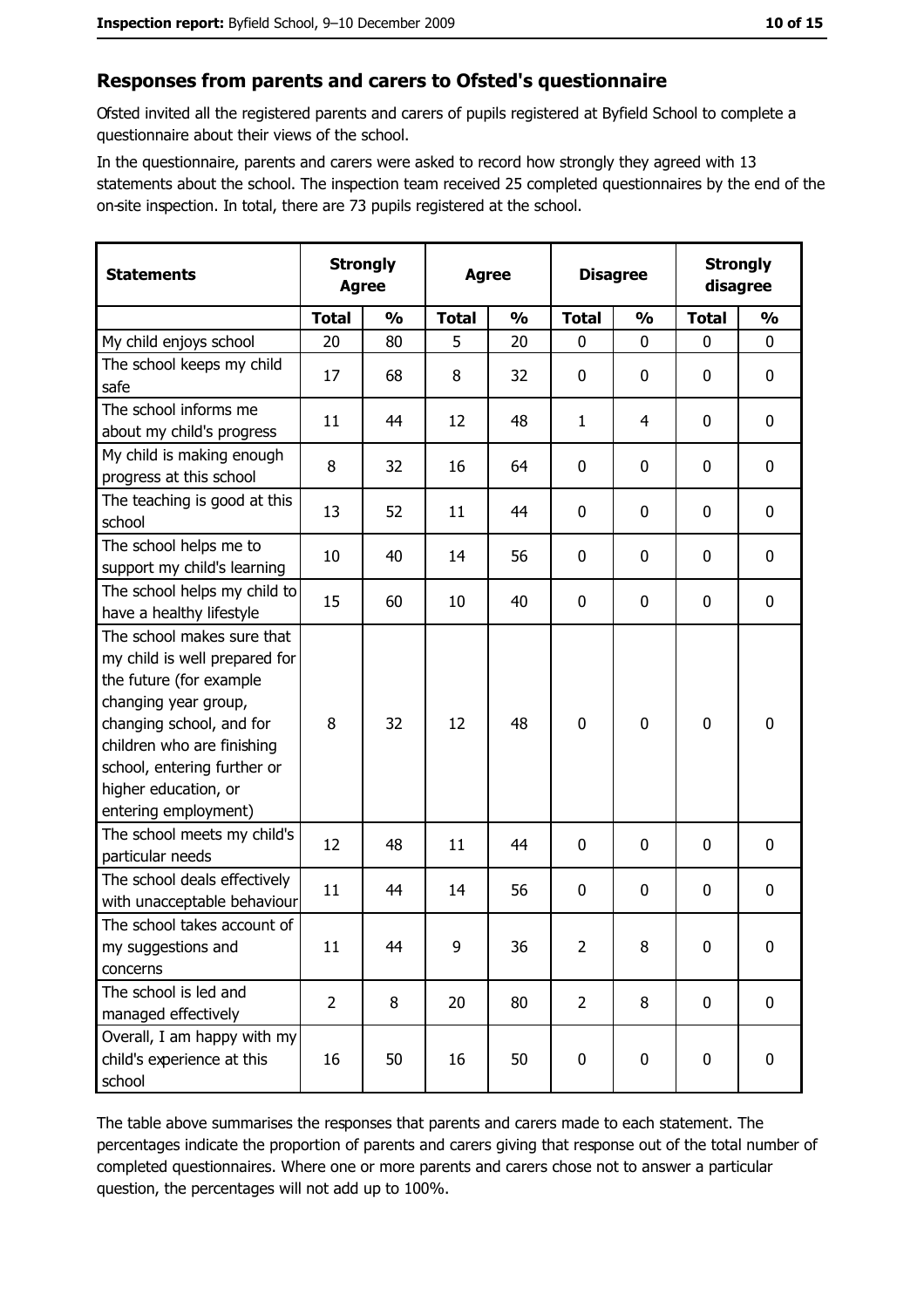## Responses from parents and carers to Ofsted's questionnaire

Ofsted invited all the registered parents and carers of pupils registered at Byfield School to complete a questionnaire about their views of the school.

In the questionnaire, parents and carers were asked to record how strongly they agreed with 13 statements about the school. The inspection team received 25 completed questionnaires by the end of the on-site inspection. In total, there are 73 pupils registered at the school.

| Statements | Strongly Agree | | Agree | | Disagree | | Strongly disagree | |
|---|---|---|---|---|---|---|---|---|
| | Total | % | Total | % | Total | % | Total | % |
| My child enjoys school | 20 | 80 | 5 | 20 | 0 | 0 | 0 | 0 |
| The school keeps my child safe | 17 | 68 | 8 | 32 | 0 | 0 | 0 | 0 |
| The school informs me about my child's progress | 11 | 44 | 12 | 48 | 1 | 4 | 0 | 0 |
| My child is making enough progress at this school | 8 | 32 | 16 | 64 | 0 | 0 | 0 | 0 |
| The teaching is good at this school | 13 | 52 | 11 | 44 | 0 | 0 | 0 | 0 |
| The school helps me to support my child's learning | 10 | 40 | 14 | 56 | 0 | 0 | 0 | 0 |
| The school helps my child to have a healthy lifestyle | 15 | 60 | 10 | 40 | 0 | 0 | 0 | 0 |
| The school makes sure that my child is well prepared for the future (for example changing year group, changing school, and for children who are finishing school, entering further or higher education, or entering employment) | 8 | 32 | 12 | 48 | 0 | 0 | 0 | 0 |
| The school meets my child's particular needs | 12 | 48 | 11 | 44 | 0 | 0 | 0 | 0 |
| The school deals effectively with unacceptable behaviour | 11 | 44 | 14 | 56 | 0 | 0 | 0 | 0 |
| The school takes account of my suggestions and concerns | 11 | 44 | 9 | 36 | 2 | 8 | 0 | 0 |
| The school is led and managed effectively | 2 | 8 | 20 | 80 | 2 | 8 | 0 | 0 |
| Overall, I am happy with my child's experience at this school | 16 | 50 | 16 | 50 | 0 | 0 | 0 | 0 |

The table above summarises the responses that parents and carers made to each statement. The percentages indicate the proportion of parents and carers giving that response out of the total number of completed questionnaires. Where one or more parents and carers chose not to answer a particular question, the percentages will not add up to 100%.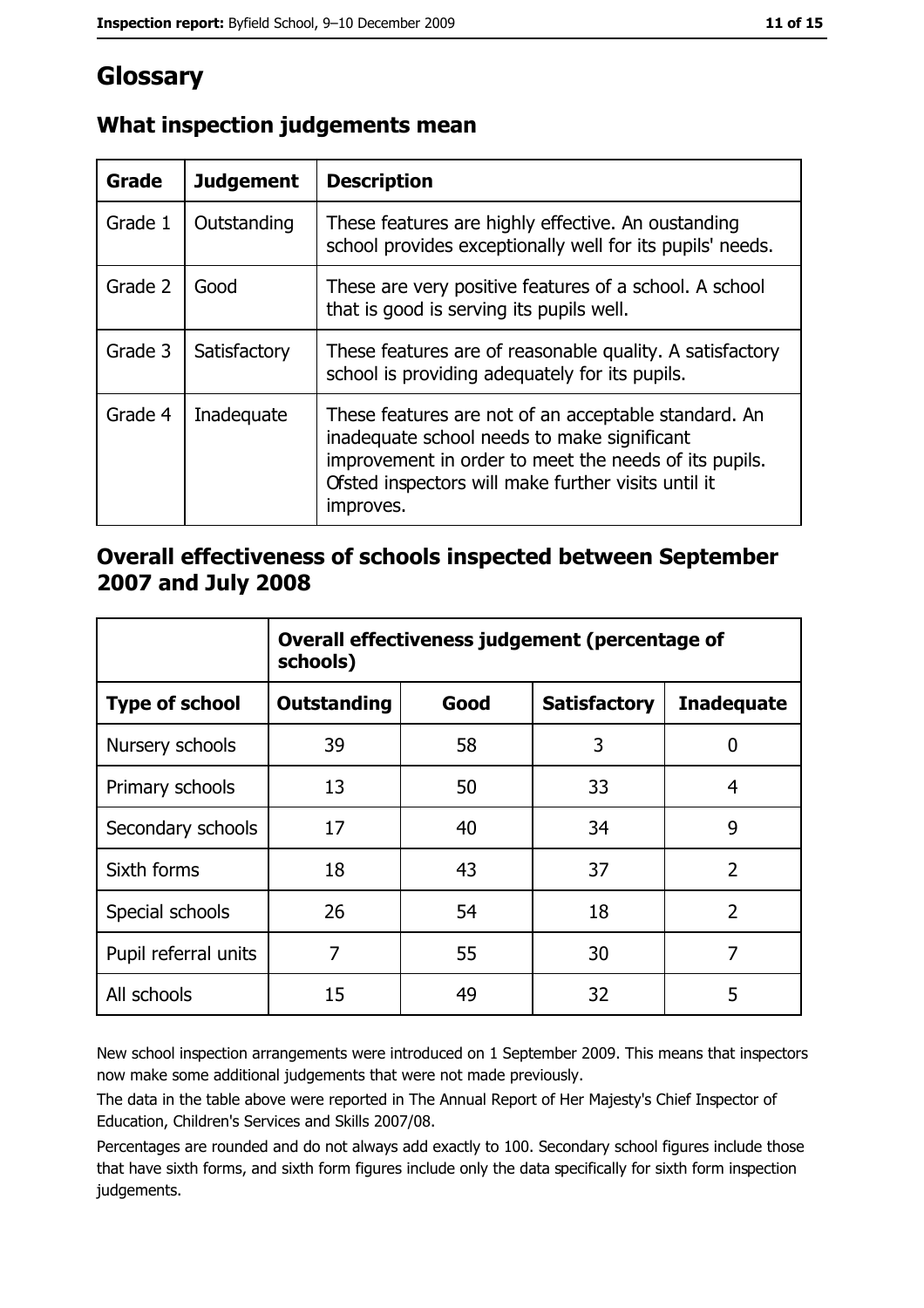# Glossary

## What inspection judgements mean

| Grade | Judgement | Description |
|---|---|---|
| Grade 1 | Outstanding | These features are highly effective. An oustanding school provides exceptionally well for its pupils' needs. |
| Grade 2 | Good | These are very positive features of a school. A school that is good is serving its pupils well. |
| Grade 3 | Satisfactory | These features are of reasonable quality. A satisfactory school is providing adequately for its pupils. |
| Grade 4 | Inadequate | These features are not of an acceptable standard. An inadequate school needs to make significant improvement in order to meet the needs of its pupils. Ofsted inspectors will make further visits until it improves. |

## Overall effectiveness of schools inspected between September 2007 and July 2008

| | Overall effectiveness judgement (percentage of schools) | | | |
|---|---|---|---|---|
| **Type of school** | **Outstanding** | **Good** | **Satisfactory** | **Inadequate** |
| Nursery schools | 39 | 58 | 3 | 0 |
| Primary schools | 13 | 50 | 33 | 4 |
| Secondary schools | 17 | 40 | 34 | 9 |
| Sixth forms | 18 | 43 | 37 | 2 |
| Special schools | 26 | 54 | 18 | 2 |
| Pupil referral units | 7 | 55 | 30 | 7 |
| All schools | 15 | 49 | 32 | 5 |

New school inspection arrangements were introduced on 1 September 2009. This means that inspectors now make some additional judgements that were not made previously.

The data in the table above were reported in The Annual Report of Her Majesty's Chief Inspector of Education, Children's Services and Skills 2007/08.

Percentages are rounded and do not always add exactly to 100. Secondary school figures include those that have sixth forms, and sixth form figures include only the data specifically for sixth form inspection judgements.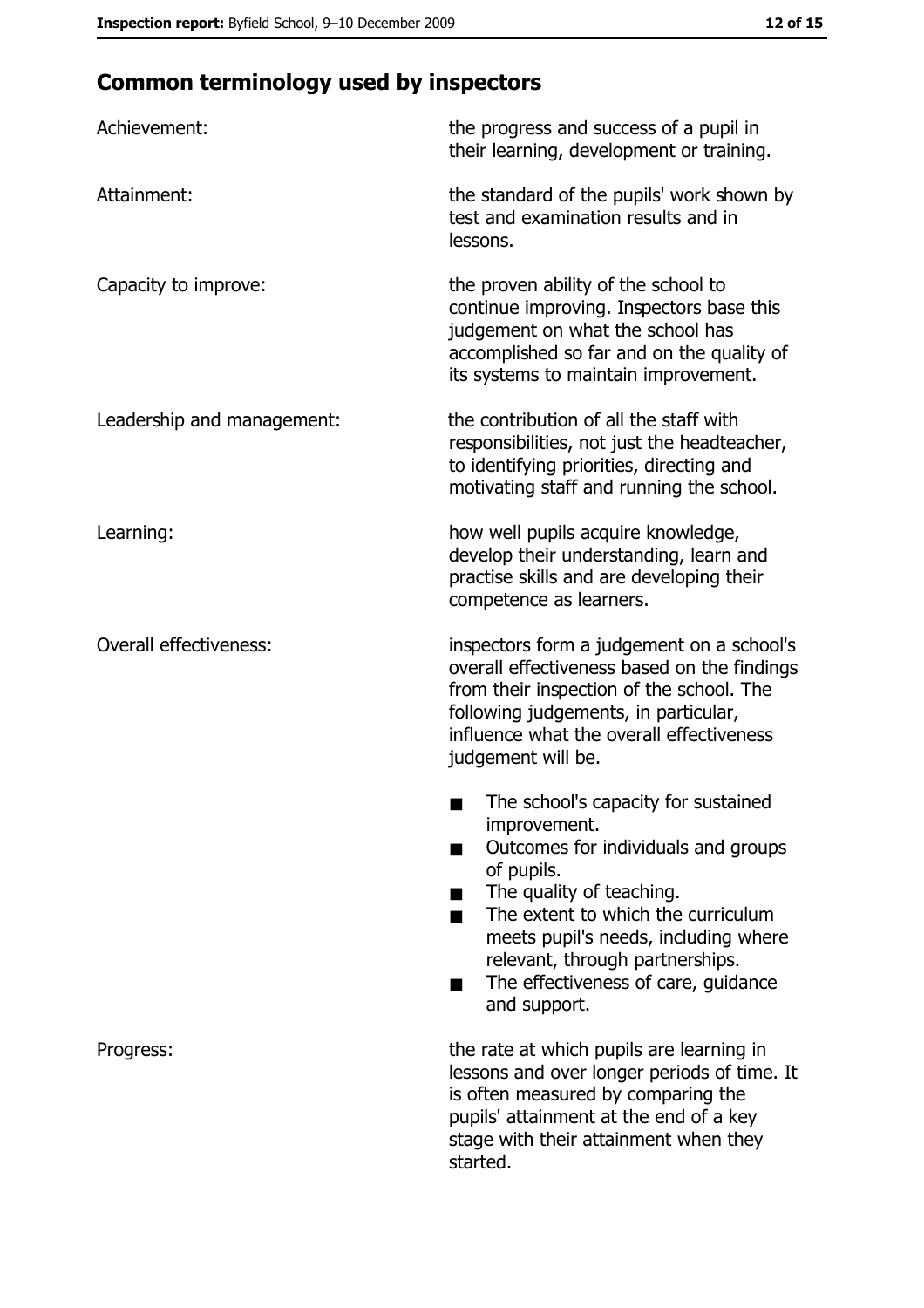## Common terminology used by inspectors

| | |
|---|---|
| Achievement: | the progress and success of a pupil in their learning, development or training. |
| Attainment: | the standard of the pupils' work shown by test and examination results and in lessons. |
| Capacity to improve: | the proven ability of the school to continue improving. Inspectors base this judgement on what the school has accomplished so far and on the quality of its systems to maintain improvement. |
| Leadership and management: | the contribution of all the staff with responsibilities, not just the headteacher, to identifying priorities, directing and motivating staff and running the school. |
| Learning: | how well pupils acquire knowledge, develop their understanding, learn and practise skills and are developing their competence as learners. |
| Overall effectiveness: | inspectors form a judgement on a school's overall effectiveness based on the findings from their inspection of the school. The following judgements, in particular, influence what the overall effectiveness judgement will be. <br>■ The school's capacity for sustained improvement.<br>■ Outcomes for individuals and groups of pupils.<br>■ The quality of teaching.<br>■ The extent to which the curriculum meets pupil's needs, including where relevant, through partnerships.<br>■ The effectiveness of care, guidance and support. |
| Progress: | the rate at which pupils are learning in lessons and over longer periods of time. It is often measured by comparing the pupils' attainment at the end of a key stage with their attainment when they started. |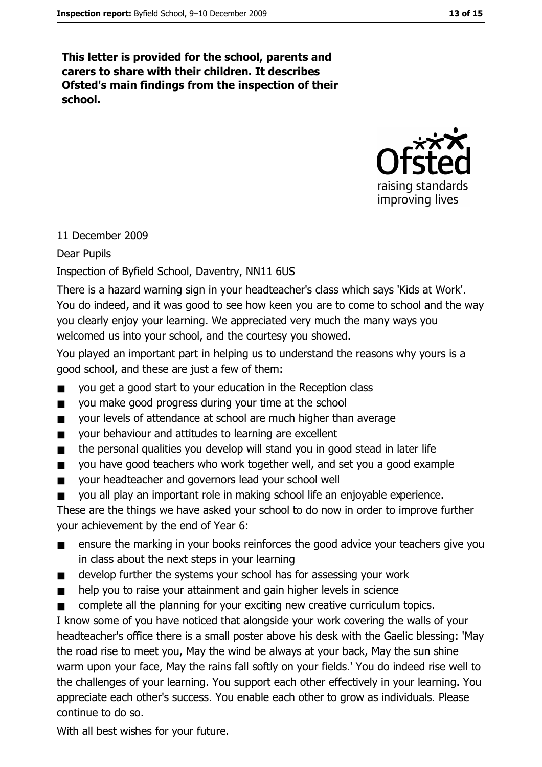**This letter is provided for the school, parents and carers to share with their children. It describes Ofsted's main findings from the inspection of their school.**

11 December 2009

Dear Pupils

Inspection of Byfield School, Daventry, NN11 6US

There is a hazard warning sign in your headteacher's class which says 'Kids at Work'. You do indeed, and it was good to see how keen you are to come to school and the way you clearly enjoy your learning. We appreciated very much the many ways you welcomed us into your school, and the courtesy you showed.

You played an important part in helping us to understand the reasons why yours is a good school, and these are just a few of them:

- you get a good start to your education in the Reception class
- you make good progress during your time at the school
- your levels of attendance at school are much higher than average
- your behaviour and attitudes to learning are excellent
- the personal qualities you develop will stand you in good stead in later life
- you have good teachers who work together well, and set you a good example
- your headteacher and governors lead your school well
- you all play an important role in making school life an enjoyable experience.

These are the things we have asked your school to do now in order to improve further your achievement by the end of Year 6:

- ensure the marking in your books reinforces the good advice your teachers give you in class about the next steps in your learning
- develop further the systems your school has for assessing your work
- help you to raise your attainment and gain higher levels in science
- complete all the planning for your exciting new creative curriculum topics.

I know some of you have noticed that alongside your work covering the walls of your headteacher's office there is a small poster above his desk with the Gaelic blessing: 'May the road rise to meet you, May the wind be always at your back, May the sun shine warm upon your face, May the rains fall softly on your fields.' You do indeed rise well to the challenges of your learning. You support each other effectively in your learning. You appreciate each other's success. You enable each other to grow as individuals. Please continue to do so.

With all best wishes for your future.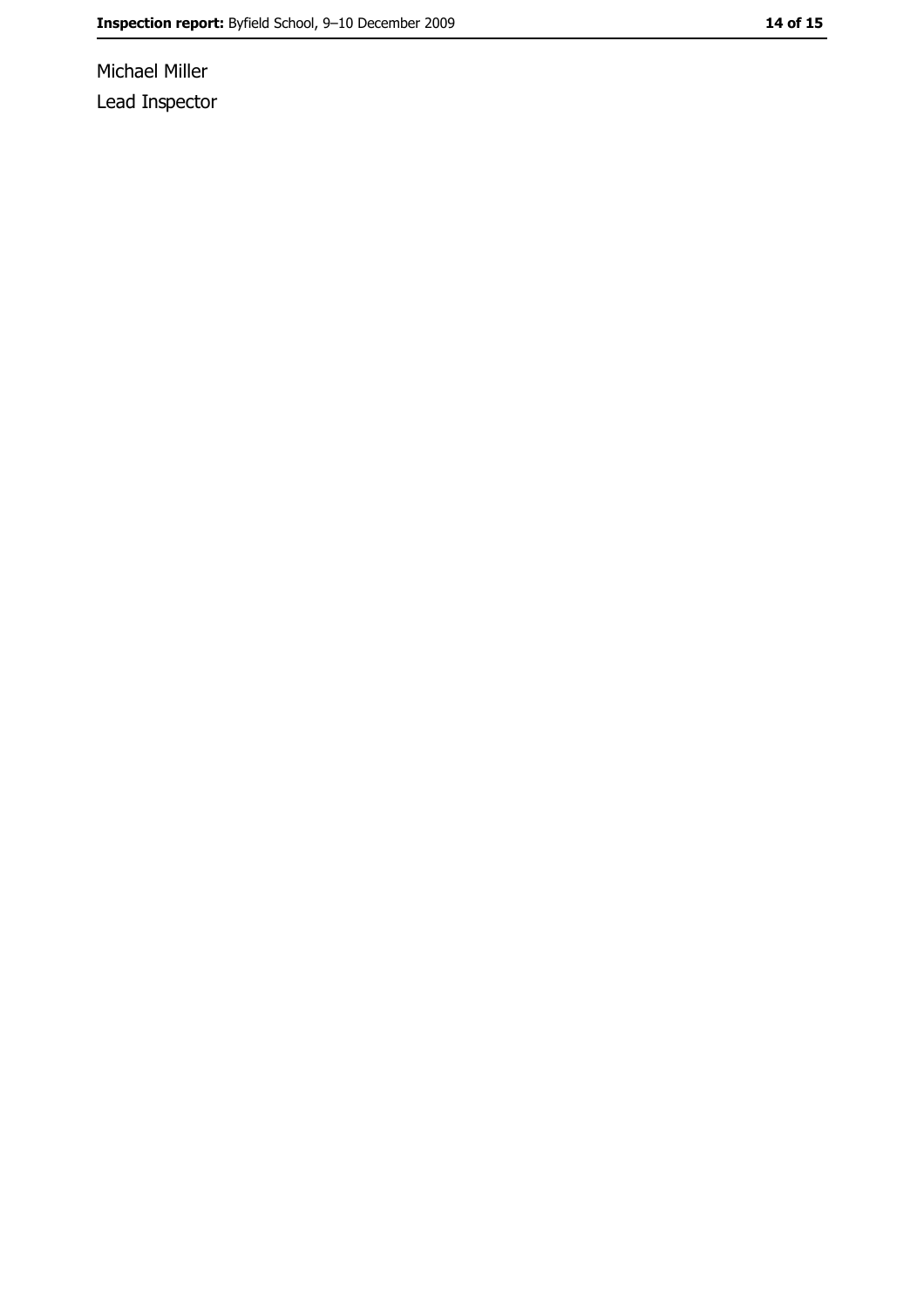Michael Miller

Lead Inspector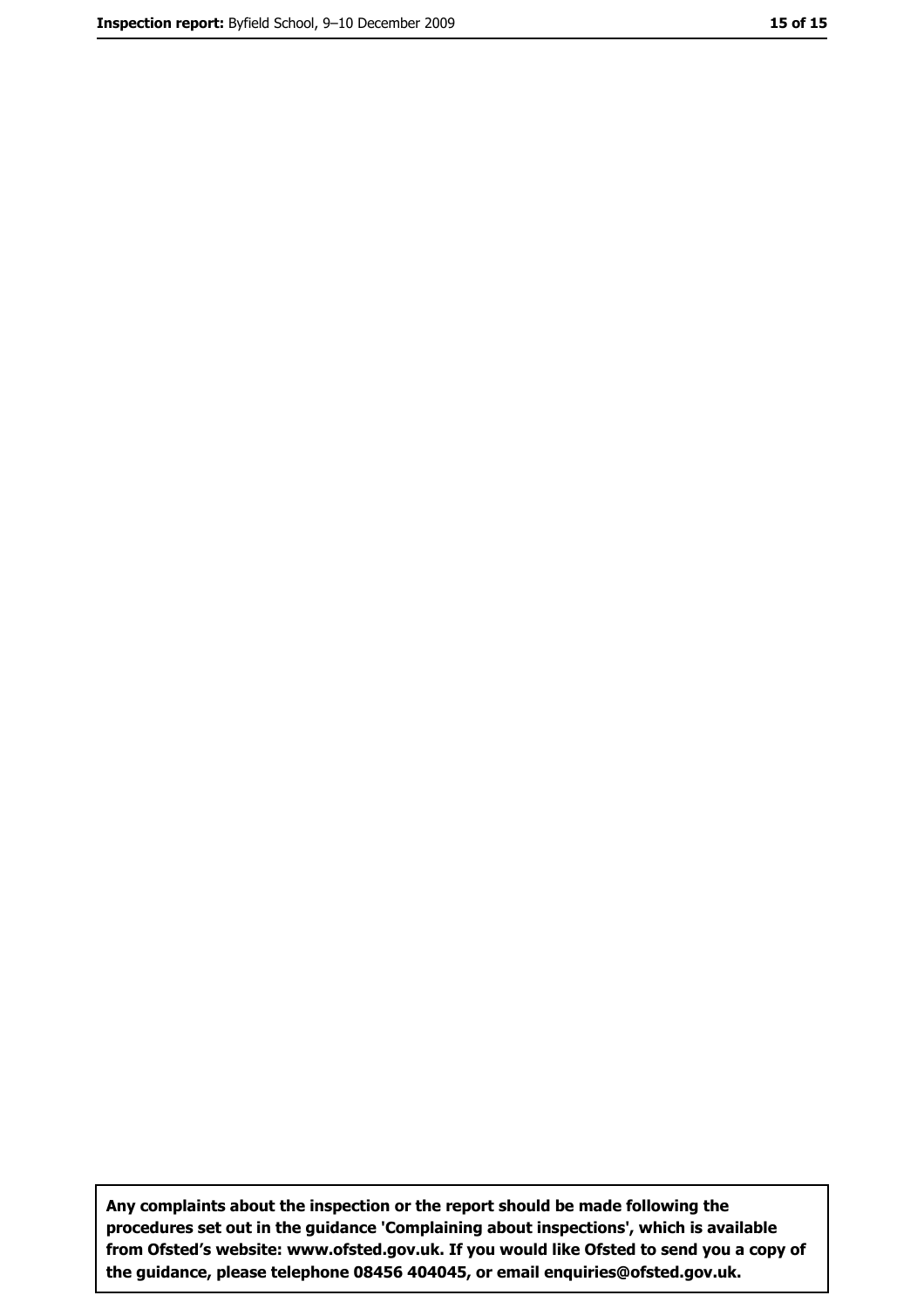**Any complaints about the inspection or the report should be made following the procedures set out in the guidance 'Complaining about inspections', which is available from Ofsted's website: www.ofsted.gov.uk. If you would like Ofsted to send you a copy of the guidance, please telephone 08456 404045, or email enquiries@ofsted.gov.uk.**